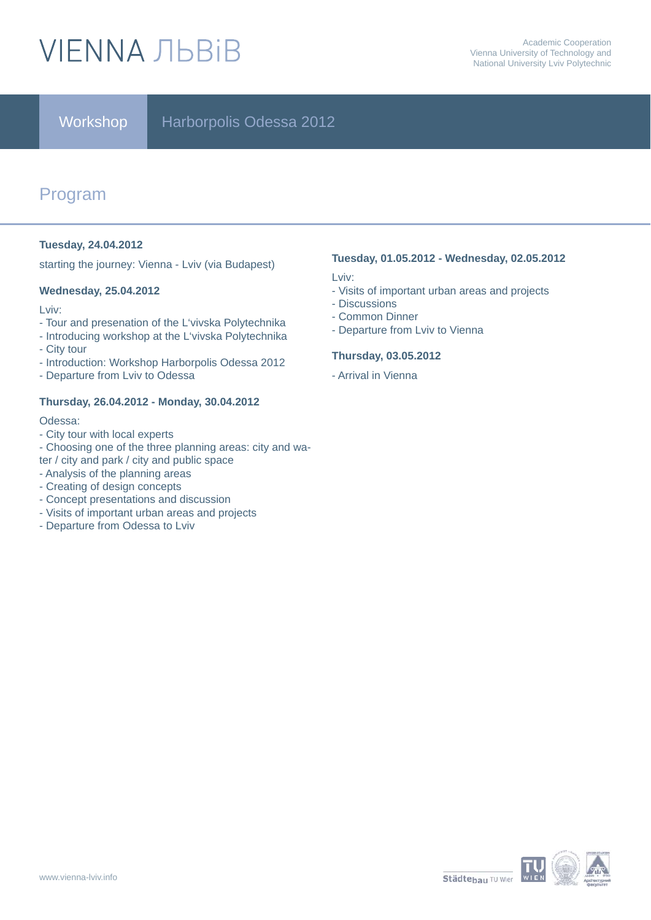# VIENNA ЛЬВіВ

Academic Cooperation
Vienna University of Technology and
National University Lviv Polytechnic

**Workshop** Harborpolis Odessa 2012

## Program

**Tuesday, 24.04.2012**

starting the journey: Vienna - Lviv (via Budapest)

**Wednesday, 25.04.2012**

Lviv:
- Tour and presenation of the L'vivska Polytechnika
- Introducing workshop at the L'vivska Polytechnika
- City tour
- Introduction: Workshop Harborpolis Odessa 2012
- Departure from Lviv to Odessa

**Thursday, 26.04.2012 - Monday, 30.04.2012**

Odessa:
- City tour with local experts
- Choosing one of the three planning areas: city and water / city and park / city and public space
- Analysis of the planning areas
- Creating of design concepts
- Concept presentations and discussion
- Visits of important urban areas and projects
- Departure from Odessa to Lviv

**Tuesday, 01.05.2012 - Wednesday, 02.05.2012**

Lviv:
- Visits of important urban areas and projects
- Discussions
- Common Dinner
- Departure from Lviv to Vienna

**Thursday, 03.05.2012**

- Arrival in Vienna

www.vienna-lviv.info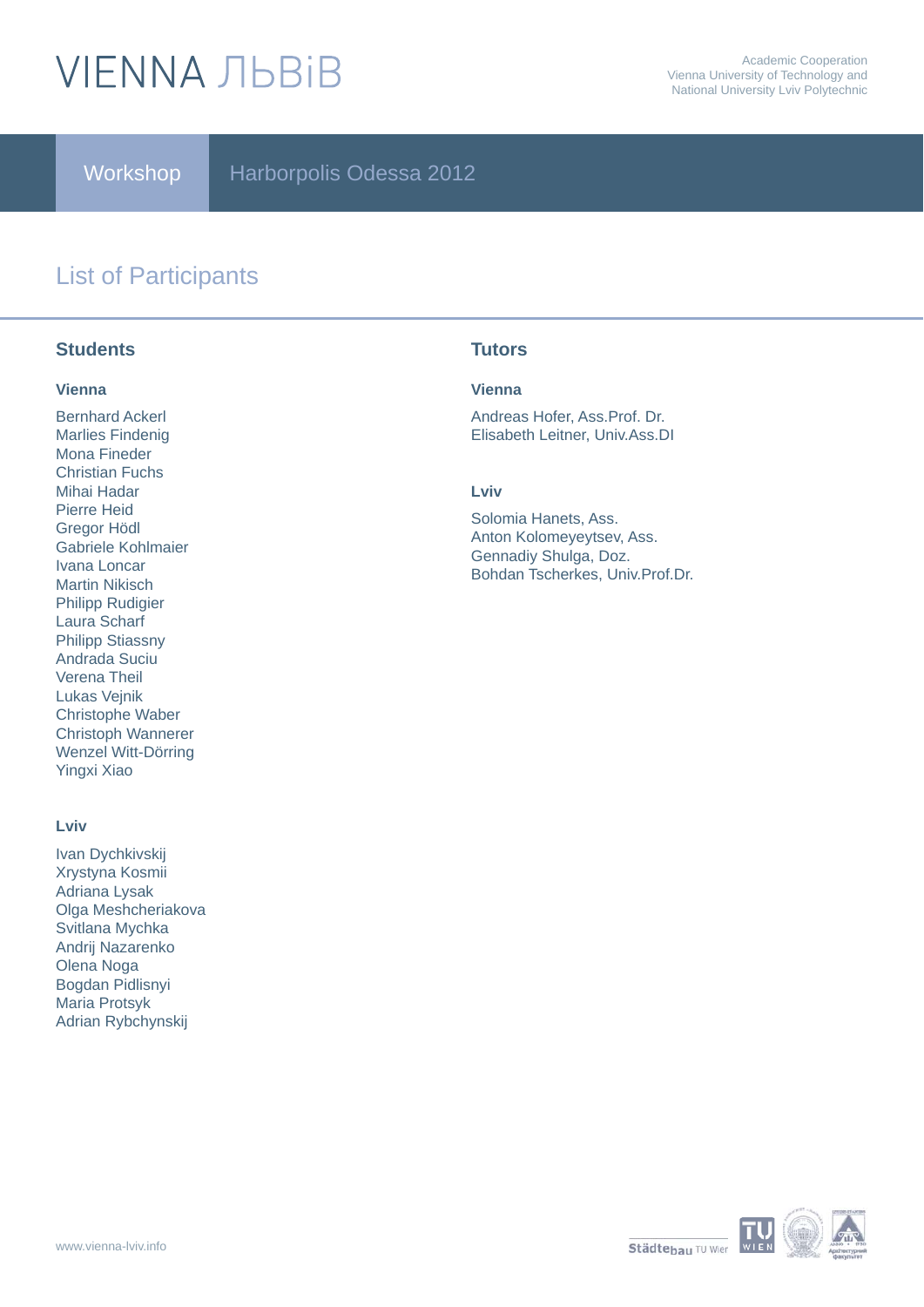# VIENNA ЛЬВіВ

Academic Cooperation
Vienna University of Technology and
National University Lviv Polytechnic

Workshop Harborpolis Odessa 2012

## List of Participants

### Students

#### Vienna

Bernhard Ackerl
Marlies Findenig
Mona Fineder
Christian Fuchs
Mihai Hadar
Pierre Heid
Gregor Hödl
Gabriele Kohlmaier
Ivana Loncar
Martin Nikisch
Philipp Rudigier
Laura Scharf
Philipp Stiassny
Andrada Suciu
Verena Theil
Lukas Vejnik
Christophe Waber
Christoph Wannerer
Wenzel Witt-Dörring
Yingxi Xiao

#### Lviv

Ivan Dychkivskij
Xrystyna Kosmii
Adriana Lysak
Olga Meshcheriakova
Svitlana Mychka
Andrij Nazarenko
Olena Noga
Bogdan Pidlisnyi
Maria Protsyk
Adrian Rybchynskij

### Tutors

#### Vienna

Andreas Hofer, Ass.Prof. Dr.
Elisabeth Leitner, Univ.Ass.DI

#### Lviv

Solomia Hanets, Ass.
Anton Kolomeyeytsev, Ass.
Gennadiy Shulga, Doz.
Bohdan Tscherkes, Univ.Prof.Dr.

www.vienna-lviv.info